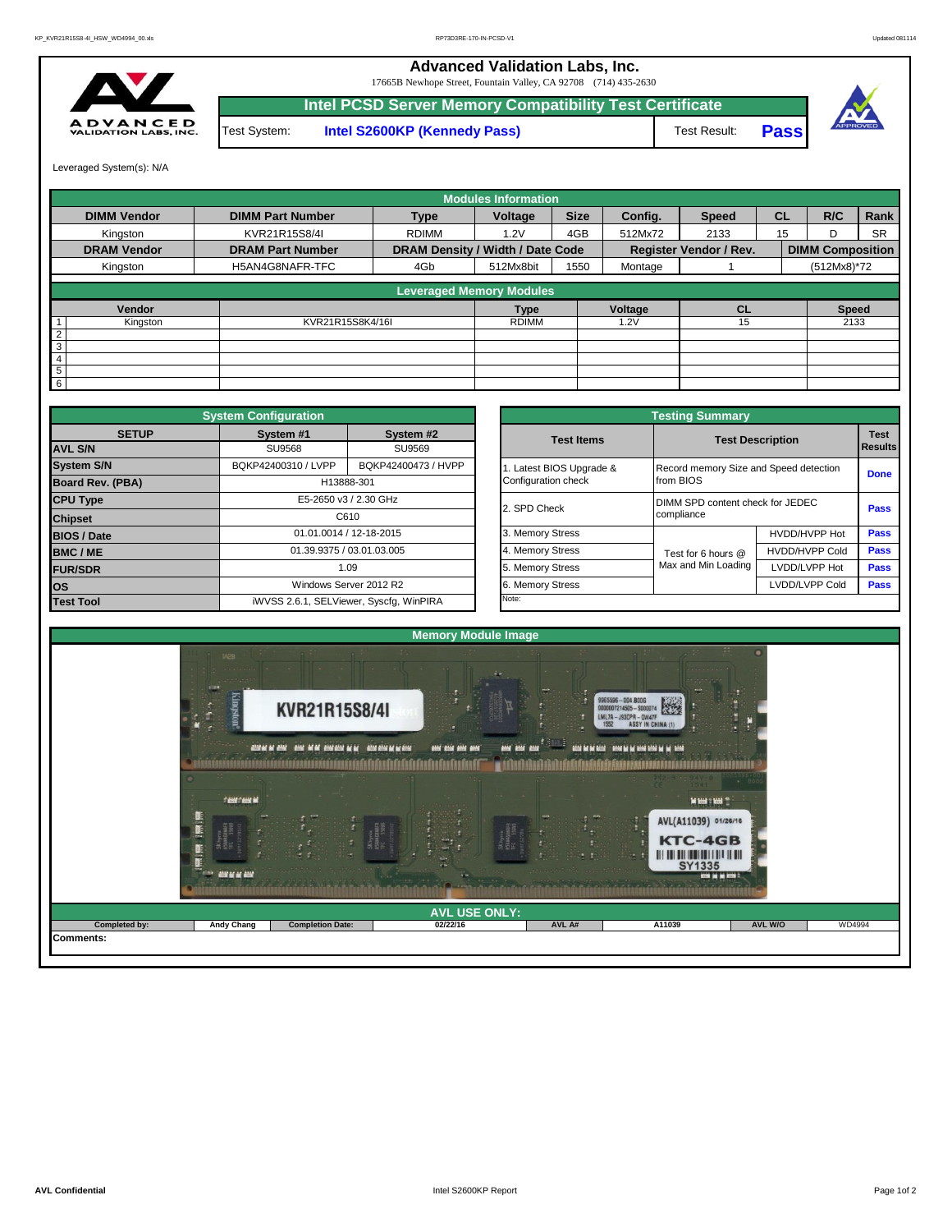# Advanced Validation Labs, Inc.

17665B Newhope Street, Fountain Valley, CA 92708 (714) 435-2630

## Intel PCSD Server Memory Compatibility Test Certificate

| Test System: | Intel S2600KP (Kennedy Pass) | Test Result: | Pass |
|---|---|---|---|

Leveraged System(s): N/A

### Modules Information

| DIMM Vendor | DIMM Part Number | Type | Voltage | Size | Config. | Speed | CL | R/C | Rank |
|---|---|---|---|---|---|---|---|---|---|
| Kingston | KVR21R15S8/4I | RDIMM | 1.2V | 4GB | 512Mx72 | 2133 | 15 | D | SR |
| **DRAM Vendor** | **DRAM Part Number** | **DRAM Density / Width / Date Code** | | | **Register Vendor / Rev.** | | | **DIMM Composition** | |
| Kingston | H5AN4G8NAFR-TFC | 4Gb | 512Mx8bit | 1550 | Montage | 1 | | (512Mx8)*72 | |

### Leveraged Memory Modules

| | Vendor | | Type | Voltage | CL | Speed |
|---|---|---|---|---|---|---|
| 1 | Kingston | KVR21R15S8K4/16I | RDIMM | 1.2V | 15 | 2133 |
| 2 | | | | | | |
| 3 | | | | | | |
| 4 | | | | | | |
| 5 | | | | | | |
| 6 | | | | | | |

### System Configuration

| SETUP | System #1 | System #2 |
|---|---|---|
| AVL S/N | SU9568 | SU9569 |
| System S/N | BQKP42400310 / LVPP | BQKP42400473 / HVPP |
| Board Rev. (PBA) | H13888-301 | |
| CPU Type | E5-2650 v3 / 2.30 GHz | |
| Chipset | C610 | |
| BIOS / Date | 01.01.0014 / 12-18-2015 | |
| BMC / ME | 01.39.9375 / 03.01.03.005 | |
| FUR/SDR | 1.09 | |
| OS | Windows Server 2012 R2 | |
| Test Tool | iWVSS 2.6.1, SELViewer, Syscfg, WinPIRA | |

### Testing Summary

| Test Items | Test Description | | Test Results |
|---|---|---|---|
| 1. Latest BIOS Upgrade & Configuration check | Record memory Size and Speed detection from BIOS | | Done |
| 2. SPD Check | DIMM SPD content check for JEDEC compliance | | Pass |
| 3. Memory Stress | Test for 6 hours @ Max and Min Loading | HVDD/HVPP Hot | Pass |
| 4. Memory Stress | | HVDD/HVPP Cold | Pass |
| 5. Memory Stress | | LVDD/LVPP Hot | Pass |
| 6. Memory Stress | | LVDD/LVPP Cold | Pass |
| Note: | | | |

### Memory Module Image

### AVL USE ONLY:

| Completed by: | Andy Chang | Completion Date: | 02/22/16 | AVL A# | A11039 | AVL W/O | WD4994 |
|---|---|---|---|---|---|---|---|

Comments: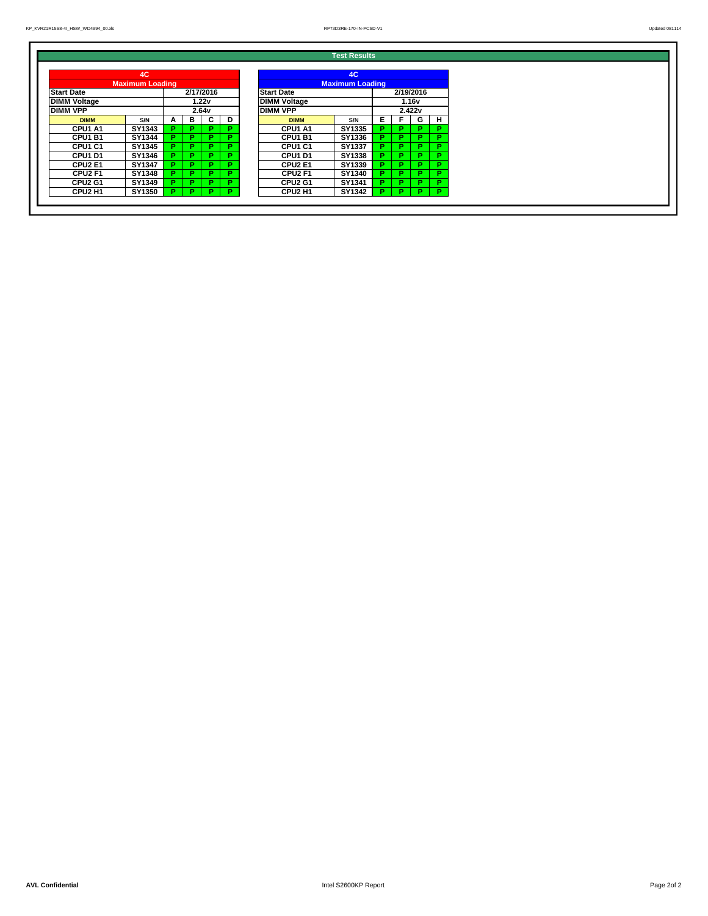## Test Results

| 4C Maximum Loading | | | | | |
|---|---|---|---|---|---|
| Start Date | | 2/17/2016 | | | |
| DIMM Voltage | | 1.22v | | | |
| DIMM VPP | | 2.64v | | | |
| DIMM | S/N | A | B | C | D |
| CPU1 A1 | SY1343 | P | P | P | P |
| CPU1 B1 | SY1344 | P | P | P | P |
| CPU1 C1 | SY1345 | P | P | P | P |
| CPU1 D1 | SY1346 | P | P | P | P |
| CPU2 E1 | SY1347 | P | P | P | P |
| CPU2 F1 | SY1348 | P | P | P | P |
| CPU2 G1 | SY1349 | P | P | P | P |
| CPU2 H1 | SY1350 | P | P | P | P |

| 4C Maximum Loading | | | | | |
|---|---|---|---|---|---|
| Start Date | | 2/19/2016 | | | |
| DIMM Voltage | | 1.16v | | | |
| DIMM VPP | | 2.422v | | | |
| DIMM | S/N | E | F | G | H |
| CPU1 A1 | SY1335 | P | P | P | P |
| CPU1 B1 | SY1336 | P | P | P | P |
| CPU1 C1 | SY1337 | P | P | P | P |
| CPU1 D1 | SY1338 | P | P | P | P |
| CPU2 E1 | SY1339 | P | P | P | P |
| CPU2 F1 | SY1340 | P | P | P | P |
| CPU2 G1 | SY1341 | P | P | P | P |
| CPU2 H1 | SY1342 | P | P | P | P |